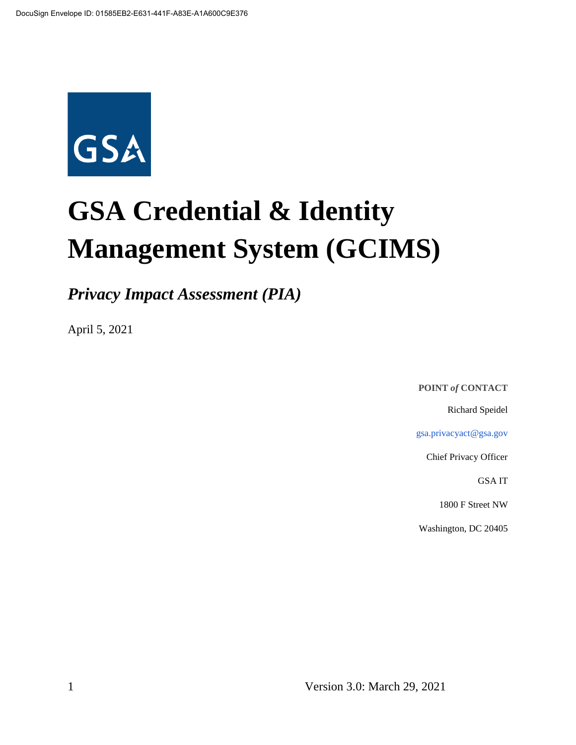# GSA Credential & Identity Management System (GCIMS)

*Privacy Impact Assessment (PIA)*

April 5, 2021

**POINT *of* CONTACT**

Richard Speidel

gsa.privacyact@gsa.gov

Chief Privacy Officer

GSA IT

1800 F Street NW

Washington, DC 20405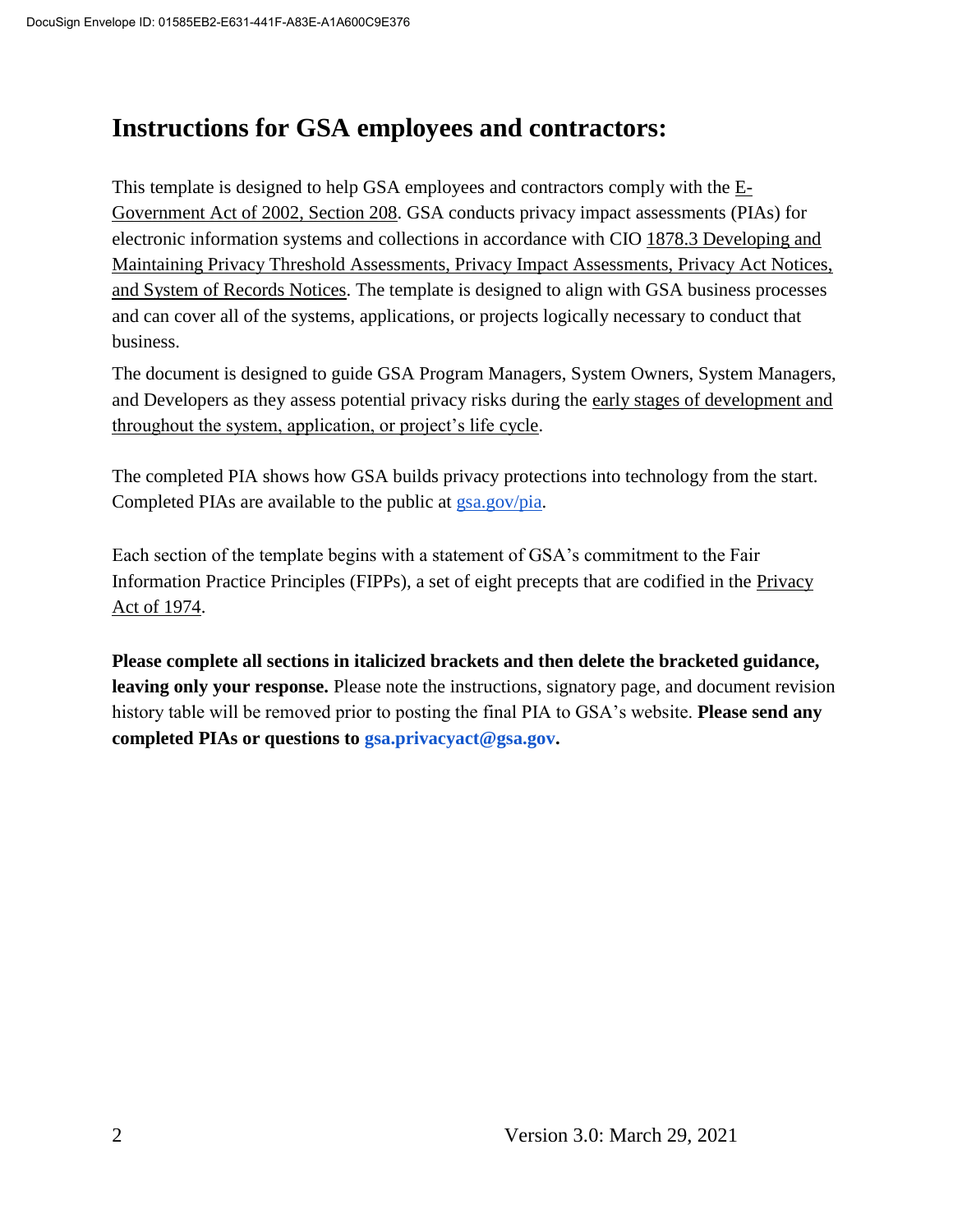# Instructions for GSA employees and contractors:

This template is designed to help GSA employees and contractors comply with the E-Government Act of 2002, Section 208. GSA conducts privacy impact assessments (PIAs) for electronic information systems and collections in accordance with CIO 1878.3 Developing and Maintaining Privacy Threshold Assessments, Privacy Impact Assessments, Privacy Act Notices, and System of Records Notices. The template is designed to align with GSA business processes and can cover all of the systems, applications, or projects logically necessary to conduct that business.

The document is designed to guide GSA Program Managers, System Owners, System Managers, and Developers as they assess potential privacy risks during the early stages of development and throughout the system, application, or project's life cycle.

The completed PIA shows how GSA builds privacy protections into technology from the start. Completed PIAs are available to the public at gsa.gov/pia.

Each section of the template begins with a statement of GSA's commitment to the Fair Information Practice Principles (FIPPs), a set of eight precepts that are codified in the Privacy Act of 1974.

**Please complete all sections in italicized brackets and then delete the bracketed guidance, leaving only your response.** Please note the instructions, signatory page, and document revision history table will be removed prior to posting the final PIA to GSA's website. **Please send any completed PIAs or questions to gsa.privacyact@gsa.gov.**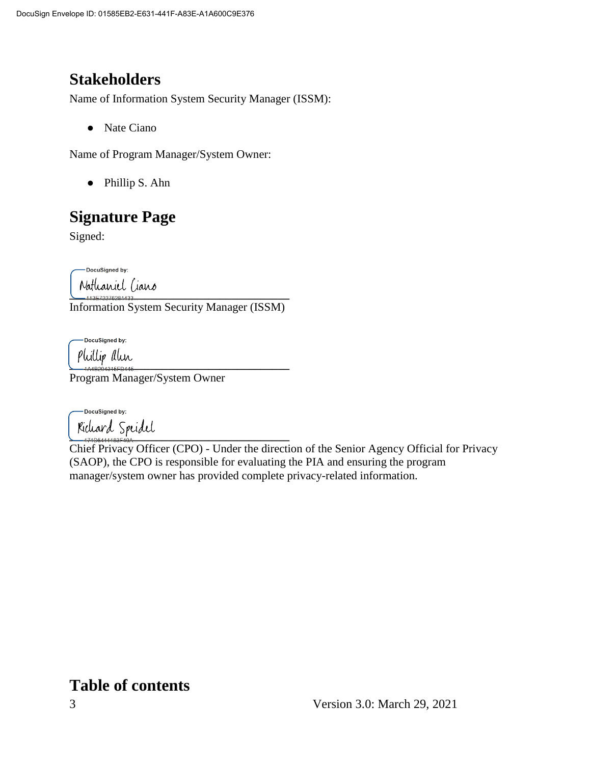## Stakeholders

Name of Information System Security Manager (ISSM):

- Nate Ciano

Name of Program Manager/System Owner:

- Phillip S. Ahn

## Signature Page

Signed:

DocuSigned by: Nathaniel Ciano
113E72276281433

Information System Security Manager (ISSM)

DocuSigned by: Phillip Ahn
1A4B294315FD445

Program Manager/System Owner

DocuSigned by: Richard Speidel
171D5411183F40A

Chief Privacy Officer (CPO) - Under the direction of the Senior Agency Official for Privacy (SAOP), the CPO is responsible for evaluating the PIA and ensuring the program manager/system owner has provided complete privacy-related information.

## Table of contents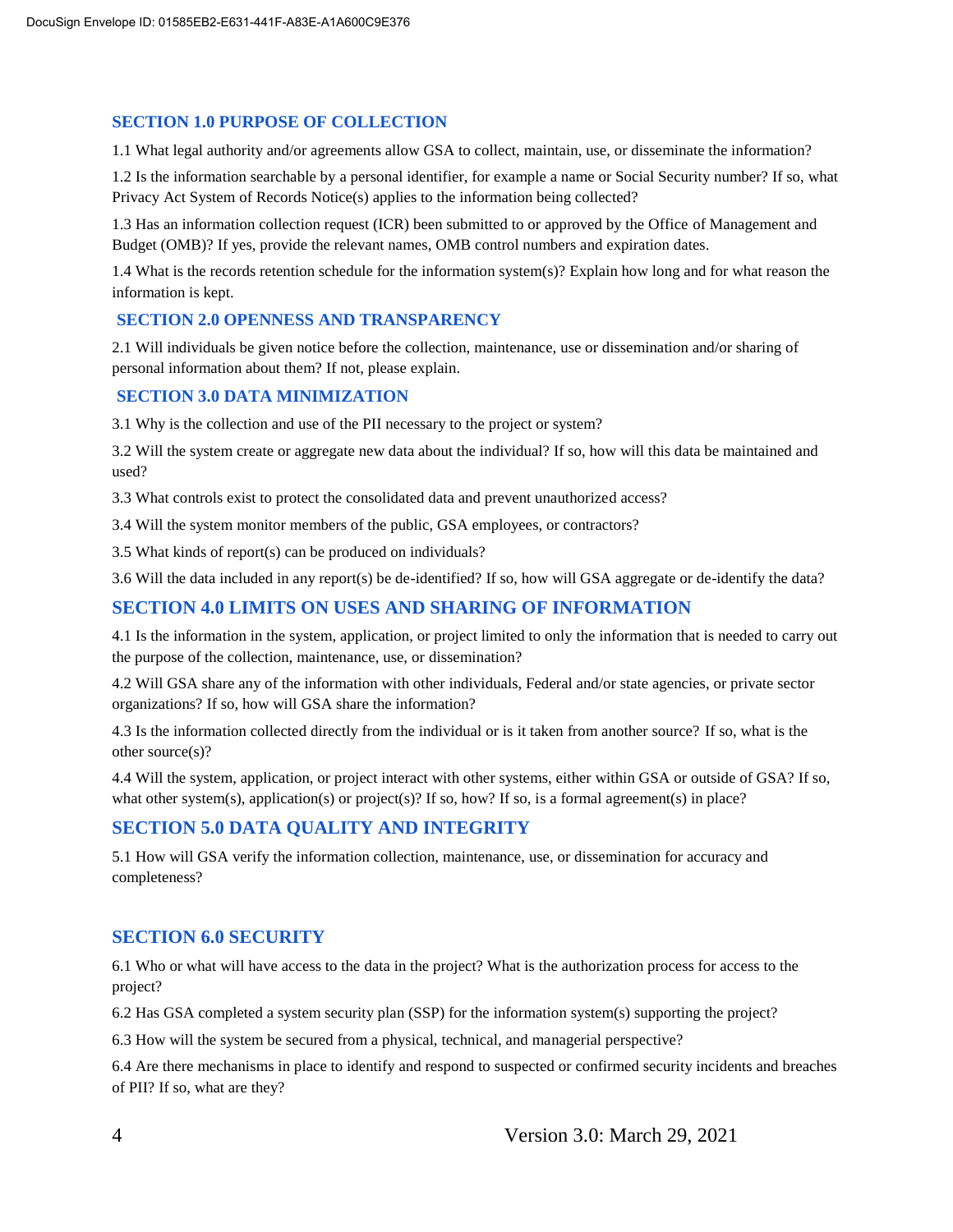## SECTION 1.0 PURPOSE OF COLLECTION

1.1 What legal authority and/or agreements allow GSA to collect, maintain, use, or disseminate the information?

1.2 Is the information searchable by a personal identifier, for example a name or Social Security number? If so, what Privacy Act System of Records Notice(s) applies to the information being collected?

1.3 Has an information collection request (ICR) been submitted to or approved by the Office of Management and Budget (OMB)? If yes, provide the relevant names, OMB control numbers and expiration dates.

1.4 What is the records retention schedule for the information system(s)? Explain how long and for what reason the information is kept.

## SECTION 2.0 OPENNESS AND TRANSPARENCY

2.1 Will individuals be given notice before the collection, maintenance, use or dissemination and/or sharing of personal information about them? If not, please explain.

## SECTION 3.0 DATA MINIMIZATION

3.1 Why is the collection and use of the PII necessary to the project or system?

3.2 Will the system create or aggregate new data about the individual? If so, how will this data be maintained and used?

3.3 What controls exist to protect the consolidated data and prevent unauthorized access?

3.4 Will the system monitor members of the public, GSA employees, or contractors?

3.5 What kinds of report(s) can be produced on individuals?

3.6 Will the data included in any report(s) be de-identified? If so, how will GSA aggregate or de-identify the data?

## SECTION 4.0 LIMITS ON USES AND SHARING OF INFORMATION

4.1 Is the information in the system, application, or project limited to only the information that is needed to carry out the purpose of the collection, maintenance, use, or dissemination?

4.2 Will GSA share any of the information with other individuals, Federal and/or state agencies, or private sector organizations? If so, how will GSA share the information?

4.3 Is the information collected directly from the individual or is it taken from another source? If so, what is the other source(s)?

4.4 Will the system, application, or project interact with other systems, either within GSA or outside of GSA? If so, what other system(s), application(s) or project(s)? If so, how? If so, is a formal agreement(s) in place?

## SECTION 5.0 DATA QUALITY AND INTEGRITY

5.1 How will GSA verify the information collection, maintenance, use, or dissemination for accuracy and completeness?

## SECTION 6.0 SECURITY

6.1 Who or what will have access to the data in the project? What is the authorization process for access to the project?

6.2 Has GSA completed a system security plan (SSP) for the information system(s) supporting the project?

6.3 How will the system be secured from a physical, technical, and managerial perspective?

6.4 Are there mechanisms in place to identify and respond to suspected or confirmed security incidents and breaches of PII? If so, what are they?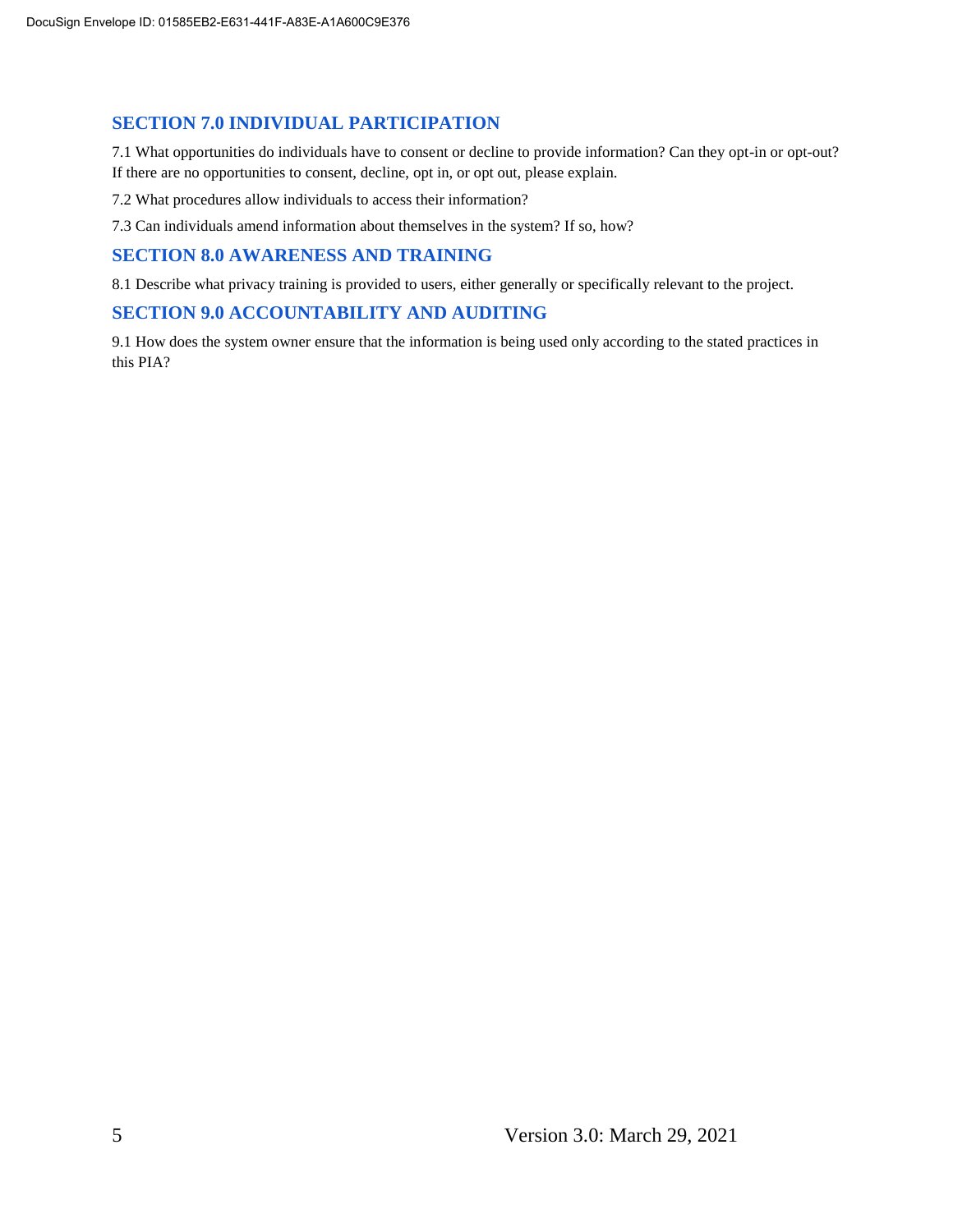## SECTION 7.0 INDIVIDUAL PARTICIPATION

7.1 What opportunities do individuals have to consent or decline to provide information? Can they opt-in or opt-out? If there are no opportunities to consent, decline, opt in, or opt out, please explain.

7.2 What procedures allow individuals to access their information?

7.3 Can individuals amend information about themselves in the system? If so, how?

## SECTION 8.0 AWARENESS AND TRAINING

8.1 Describe what privacy training is provided to users, either generally or specifically relevant to the project.

## SECTION 9.0 ACCOUNTABILITY AND AUDITING

9.1 How does the system owner ensure that the information is being used only according to the stated practices in this PIA?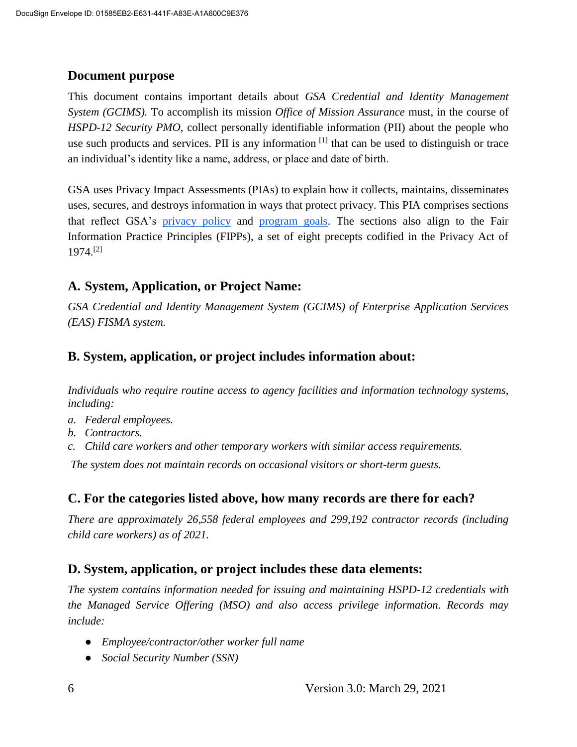## Document purpose

This document contains important details about *GSA Credential and Identity Management System (GCIMS).* To accomplish its mission *Office of Mission Assurance* must, in the course of *HSPD-12 Security PMO*, collect personally identifiable information (PII) about the people who use such products and services. PII is any information [1] that can be used to distinguish or trace an individual's identity like a name, address, or place and date of birth.

GSA uses Privacy Impact Assessments (PIAs) to explain how it collects, maintains, disseminates uses, secures, and destroys information in ways that protect privacy. This PIA comprises sections that reflect GSA's privacy policy and program goals. The sections also align to the Fair Information Practice Principles (FIPPs), a set of eight precepts codified in the Privacy Act of 1974.[2]

## A. System, Application, or Project Name:

*GSA Credential and Identity Management System (GCIMS) of Enterprise Application Services (EAS) FISMA system.*

## B. System, application, or project includes information about:

*Individuals who require routine access to agency facilities and information technology systems, including:*

*a. Federal employees.*
*b. Contractors.*
*c. Child care workers and other temporary workers with similar access requirements.*

*The system does not maintain records on occasional visitors or short-term guests.*

## C. For the categories listed above, how many records are there for each?

*There are approximately 26,558 federal employees and 299,192 contractor records (including child care workers) as of 2021.*

## D. System, application, or project includes these data elements:

*The system contains information needed for issuing and maintaining HSPD-12 credentials with the Managed Service Offering (MSO) and also access privilege information. Records may include:*

- *Employee/contractor/other worker full name*
- *Social Security Number (SSN)*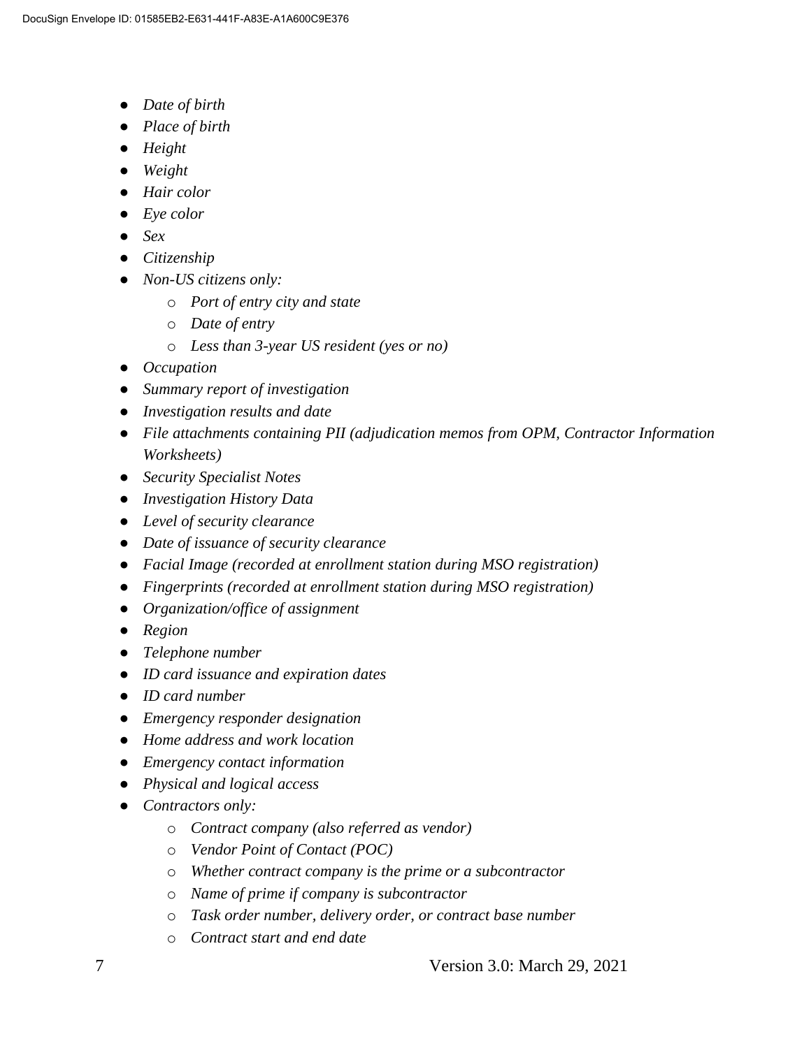- *Date of birth*
- *Place of birth*
- *Height*
- *Weight*
- *Hair color*
- *Eye color*
- *Sex*
- *Citizenship*
- *Non-US citizens only:*
    - *Port of entry city and state*
    - *Date of entry*
    - *Less than 3-year US resident (yes or no)*
- *Occupation*
- *Summary report of investigation*
- *Investigation results and date*
- *File attachments containing PII (adjudication memos from OPM, Contractor Information Worksheets)*
- *Security Specialist Notes*
- *Investigation History Data*
- *Level of security clearance*
- *Date of issuance of security clearance*
- *Facial Image (recorded at enrollment station during MSO registration)*
- *Fingerprints (recorded at enrollment station during MSO registration)*
- *Organization/office of assignment*
- *Region*
- *Telephone number*
- *ID card issuance and expiration dates*
- *ID card number*
- *Emergency responder designation*
- *Home address and work location*
- *Emergency contact information*
- *Physical and logical access*
- *Contractors only:*
    - *Contract company (also referred as vendor)*
    - *Vendor Point of Contact (POC)*
    - *Whether contract company is the prime or a subcontractor*
    - *Name of prime if company is subcontractor*
    - *Task order number, delivery order, or contract base number*
    - *Contract start and end date*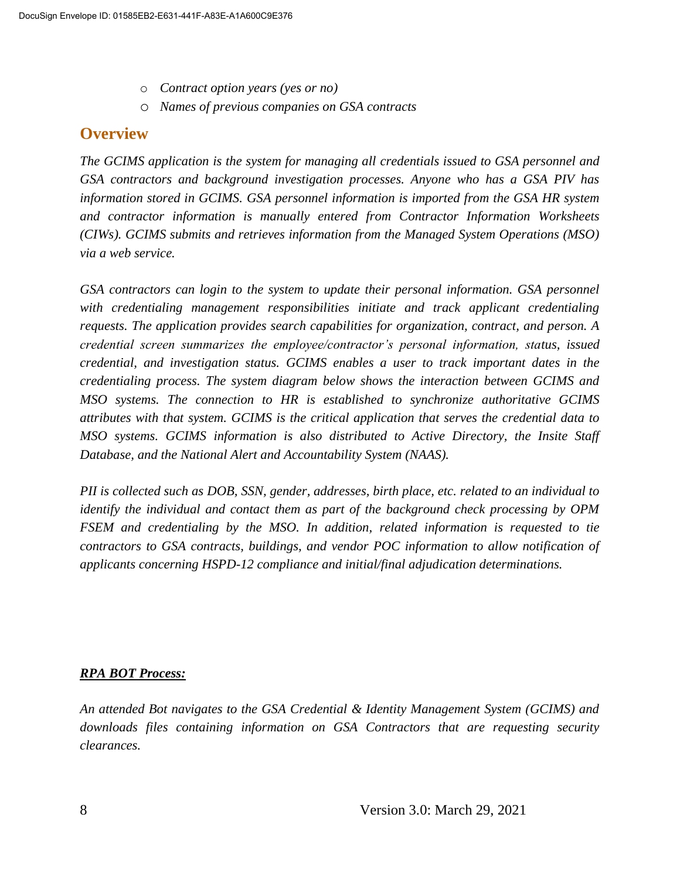- *Contract option years (yes or no)*
- *Names of previous companies on GSA contracts*

## Overview

*The GCIMS application is the system for managing all credentials issued to GSA personnel and GSA contractors and background investigation processes. Anyone who has a GSA PIV has information stored in GCIMS. GSA personnel information is imported from the GSA HR system and contractor information is manually entered from Contractor Information Worksheets (CIWs). GCIMS submits and retrieves information from the Managed System Operations (MSO) via a web service.*

*GSA contractors can login to the system to update their personal information. GSA personnel with credentialing management responsibilities initiate and track applicant credentialing requests. The application provides search capabilities for organization, contract, and person. A credential screen summarizes the employee/contractor's personal information, status, issued credential, and investigation status. GCIMS enables a user to track important dates in the credentialing process. The system diagram below shows the interaction between GCIMS and MSO systems. The connection to HR is established to synchronize authoritative GCIMS attributes with that system. GCIMS is the critical application that serves the credential data to MSO systems. GCIMS information is also distributed to Active Directory, the Insite Staff Database, and the National Alert and Accountability System (NAAS).*

*PII is collected such as DOB, SSN, gender, addresses, birth place, etc. related to an individual to identify the individual and contact them as part of the background check processing by OPM FSEM and credentialing by the MSO. In addition, related information is requested to tie contractors to GSA contracts, buildings, and vendor POC information to allow notification of applicants concerning HSPD-12 compliance and initial/final adjudication determinations.*

***RPA BOT Process:***

*An attended Bot navigates to the GSA Credential & Identity Management System (GCIMS) and downloads files containing information on GSA Contractors that are requesting security clearances.*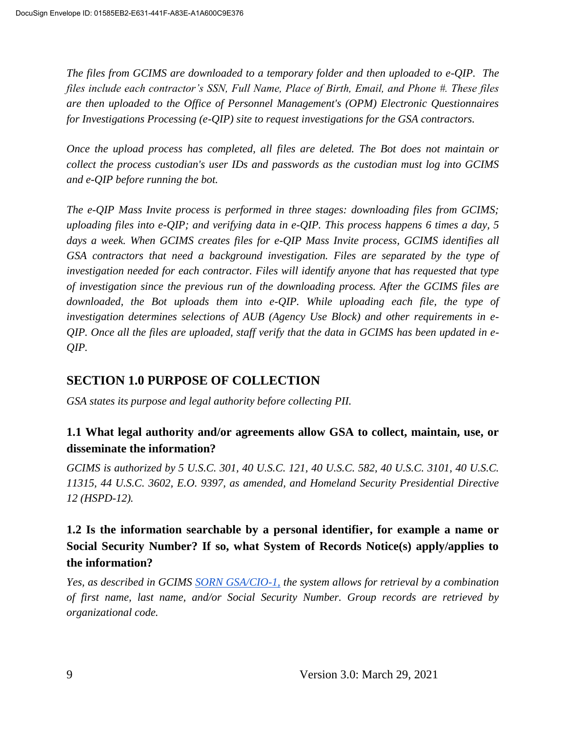*The files from GCIMS are downloaded to a temporary folder and then uploaded to e-QIP. The files include each contractor's SSN, Full Name, Place of Birth, Email, and Phone #. These files are then uploaded to the Office of Personnel Management's (OPM) Electronic Questionnaires for Investigations Processing (e-QIP) site to request investigations for the GSA contractors.*

*Once the upload process has completed, all files are deleted. The Bot does not maintain or collect the process custodian's user IDs and passwords as the custodian must log into GCIMS and e-QIP before running the bot.*

*The e-QIP Mass Invite process is performed in three stages: downloading files from GCIMS; uploading files into e-QIP; and verifying data in e-QIP. This process happens 6 times a day, 5 days a week. When GCIMS creates files for e-QIP Mass Invite process, GCIMS identifies all GSA contractors that need a background investigation. Files are separated by the type of investigation needed for each contractor. Files will identify anyone that has requested that type of investigation since the previous run of the downloading process. After the GCIMS files are downloaded, the Bot uploads them into e-QIP. While uploading each file, the type of investigation determines selections of AUB (Agency Use Block) and other requirements in e-QIP. Once all the files are uploaded, staff verify that the data in GCIMS has been updated in e-QIP.*

## SECTION 1.0 PURPOSE OF COLLECTION

*GSA states its purpose and legal authority before collecting PII.*

### 1.1 What legal authority and/or agreements allow GSA to collect, maintain, use, or disseminate the information?

*GCIMS is authorized by 5 U.S.C. 301, 40 U.S.C. 121, 40 U.S.C. 582, 40 U.S.C. 3101, 40 U.S.C. 11315, 44 U.S.C. 3602, E.O. 9397, as amended, and Homeland Security Presidential Directive 12 (HSPD-12).*

### 1.2 Is the information searchable by a personal identifier, for example a name or Social Security Number? If so, what System of Records Notice(s) apply/applies to the information?

*Yes, as described in GCIMS SORN GSA/CIO-1, the system allows for retrieval by a combination of first name, last name, and/or Social Security Number. Group records are retrieved by organizational code.*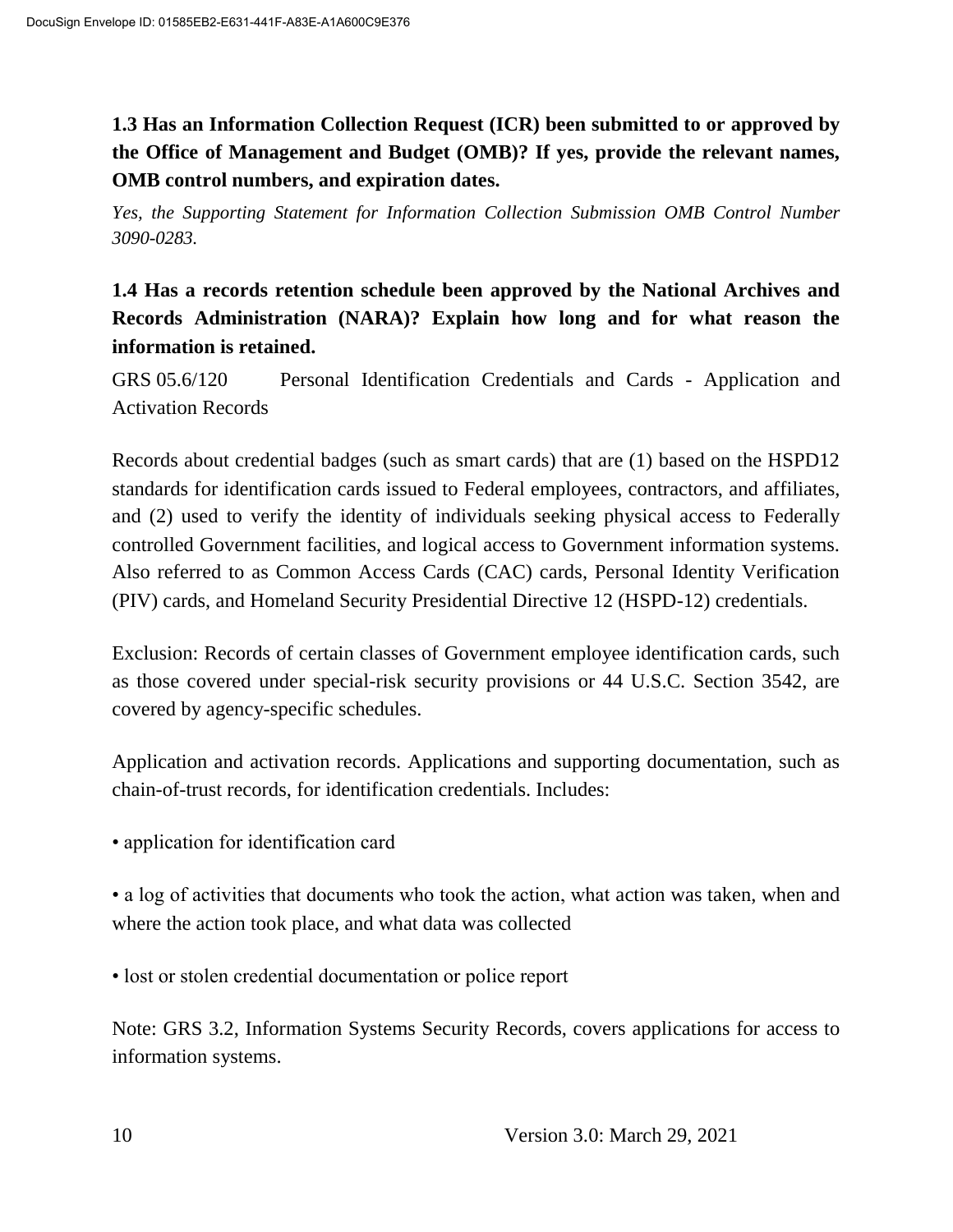### 1.3 Has an Information Collection Request (ICR) been submitted to or approved by the Office of Management and Budget (OMB)? If yes, provide the relevant names, OMB control numbers, and expiration dates.

*Yes, the Supporting Statement for Information Collection Submission OMB Control Number 3090-0283.*

### 1.4 Has a records retention schedule been approved by the National Archives and Records Administration (NARA)? Explain how long and for what reason the information is retained.

GRS 05.6/120 Personal Identification Credentials and Cards - Application and Activation Records

Records about credential badges (such as smart cards) that are (1) based on the HSPD12 standards for identification cards issued to Federal employees, contractors, and affiliates, and (2) used to verify the identity of individuals seeking physical access to Federally controlled Government facilities, and logical access to Government information systems. Also referred to as Common Access Cards (CAC) cards, Personal Identity Verification (PIV) cards, and Homeland Security Presidential Directive 12 (HSPD-12) credentials.

Exclusion: Records of certain classes of Government employee identification cards, such as those covered under special-risk security provisions or 44 U.S.C. Section 3542, are covered by agency-specific schedules.

Application and activation records. Applications and supporting documentation, such as chain-of-trust records, for identification credentials. Includes:

- application for identification card
- a log of activities that documents who took the action, what action was taken, when and where the action took place, and what data was collected
- lost or stolen credential documentation or police report

Note: GRS 3.2, Information Systems Security Records, covers applications for access to information systems.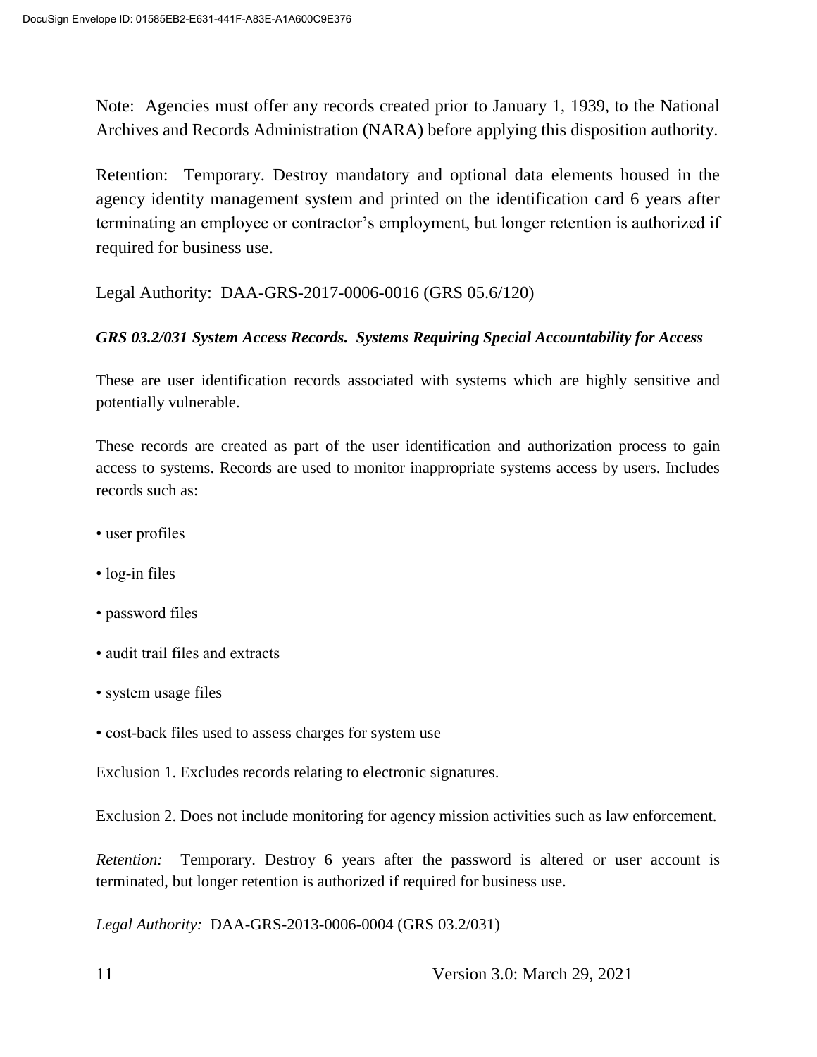Note: Agencies must offer any records created prior to January 1, 1939, to the National Archives and Records Administration (NARA) before applying this disposition authority.

Retention: Temporary. Destroy mandatory and optional data elements housed in the agency identity management system and printed on the identification card 6 years after terminating an employee or contractor's employment, but longer retention is authorized if required for business use.

Legal Authority: DAA-GRS-2017-0006-0016 (GRS 05.6/120)

***GRS 03.2/031 System Access Records. Systems Requiring Special Accountability for Access***

These are user identification records associated with systems which are highly sensitive and potentially vulnerable.

These records are created as part of the user identification and authorization process to gain access to systems. Records are used to monitor inappropriate systems access by users. Includes records such as:

- user profiles
- log-in files
- password files
- audit trail files and extracts
- system usage files
- cost-back files used to assess charges for system use

Exclusion 1. Excludes records relating to electronic signatures.

Exclusion 2. Does not include monitoring for agency mission activities such as law enforcement.

*Retention:* Temporary. Destroy 6 years after the password is altered or user account is terminated, but longer retention is authorized if required for business use.

*Legal Authority:* DAA-GRS-2013-0006-0004 (GRS 03.2/031)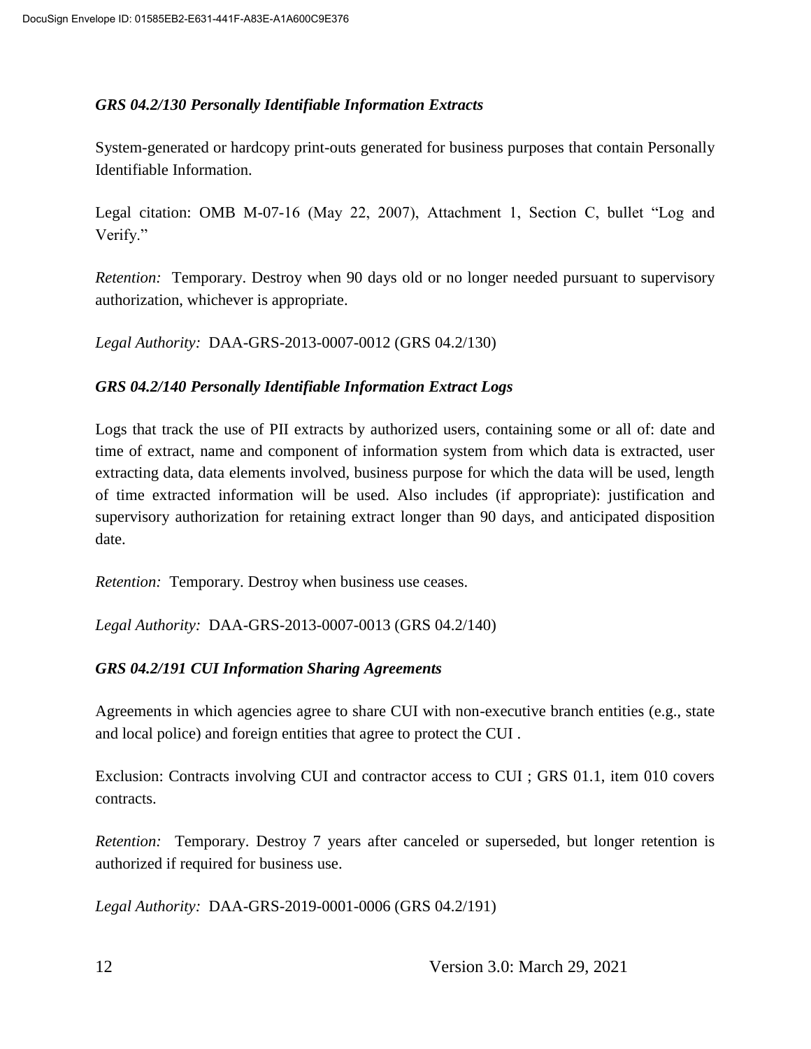### *GRS 04.2/130 Personally Identifiable Information Extracts*

System-generated or hardcopy print-outs generated for business purposes that contain Personally Identifiable Information.

Legal citation: OMB M-07-16 (May 22, 2007), Attachment 1, Section C, bullet "Log and Verify."

*Retention:* Temporary. Destroy when 90 days old or no longer needed pursuant to supervisory authorization, whichever is appropriate.

*Legal Authority:* DAA-GRS-2013-0007-0012 (GRS 04.2/130)

### *GRS 04.2/140 Personally Identifiable Information Extract Logs*

Logs that track the use of PII extracts by authorized users, containing some or all of: date and time of extract, name and component of information system from which data is extracted, user extracting data, data elements involved, business purpose for which the data will be used, length of time extracted information will be used. Also includes (if appropriate): justification and supervisory authorization for retaining extract longer than 90 days, and anticipated disposition date.

*Retention:* Temporary. Destroy when business use ceases.

*Legal Authority:* DAA-GRS-2013-0007-0013 (GRS 04.2/140)

### *GRS 04.2/191 CUI Information Sharing Agreements*

Agreements in which agencies agree to share CUI with non-executive branch entities (e.g., state and local police) and foreign entities that agree to protect the CUI .

Exclusion: Contracts involving CUI and contractor access to CUI ; GRS 01.1, item 010 covers contracts.

*Retention:* Temporary. Destroy 7 years after canceled or superseded, but longer retention is authorized if required for business use.

*Legal Authority:* DAA-GRS-2019-0001-0006 (GRS 04.2/191)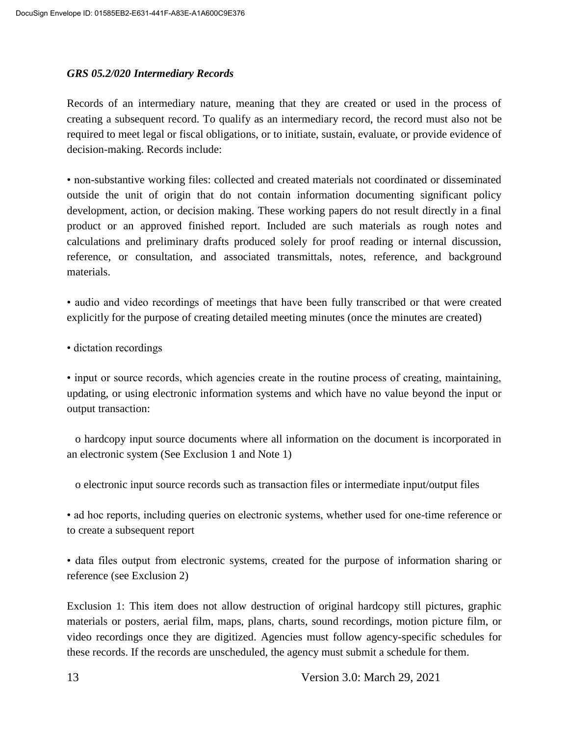***GRS 05.2/020 Intermediary Records***

Records of an intermediary nature, meaning that they are created or used in the process of creating a subsequent record. To qualify as an intermediary record, the record must also not be required to meet legal or fiscal obligations, or to initiate, sustain, evaluate, or provide evidence of decision-making. Records include:

- non-substantive working files: collected and created materials not coordinated or disseminated outside the unit of origin that do not contain information documenting significant policy development, action, or decision making. These working papers do not result directly in a final product or an approved finished report. Included are such materials as rough notes and calculations and preliminary drafts produced solely for proof reading or internal discussion, reference, or consultation, and associated transmittals, notes, reference, and background materials.

- audio and video recordings of meetings that have been fully transcribed or that were created explicitly for the purpose of creating detailed meeting minutes (once the minutes are created)

- dictation recordings

- input or source records, which agencies create in the routine process of creating, maintaining, updating, or using electronic information systems and which have no value beyond the input or output transaction:

  - hardcopy input source documents where all information on the document is incorporated in an electronic system (See Exclusion 1 and Note 1)

  - electronic input source records such as transaction files or intermediate input/output files

- ad hoc reports, including queries on electronic systems, whether used for one-time reference or to create a subsequent report

- data files output from electronic systems, created for the purpose of information sharing or reference (see Exclusion 2)

Exclusion 1: This item does not allow destruction of original hardcopy still pictures, graphic materials or posters, aerial film, maps, plans, charts, sound recordings, motion picture film, or video recordings once they are digitized. Agencies must follow agency-specific schedules for these records. If the records are unscheduled, the agency must submit a schedule for them.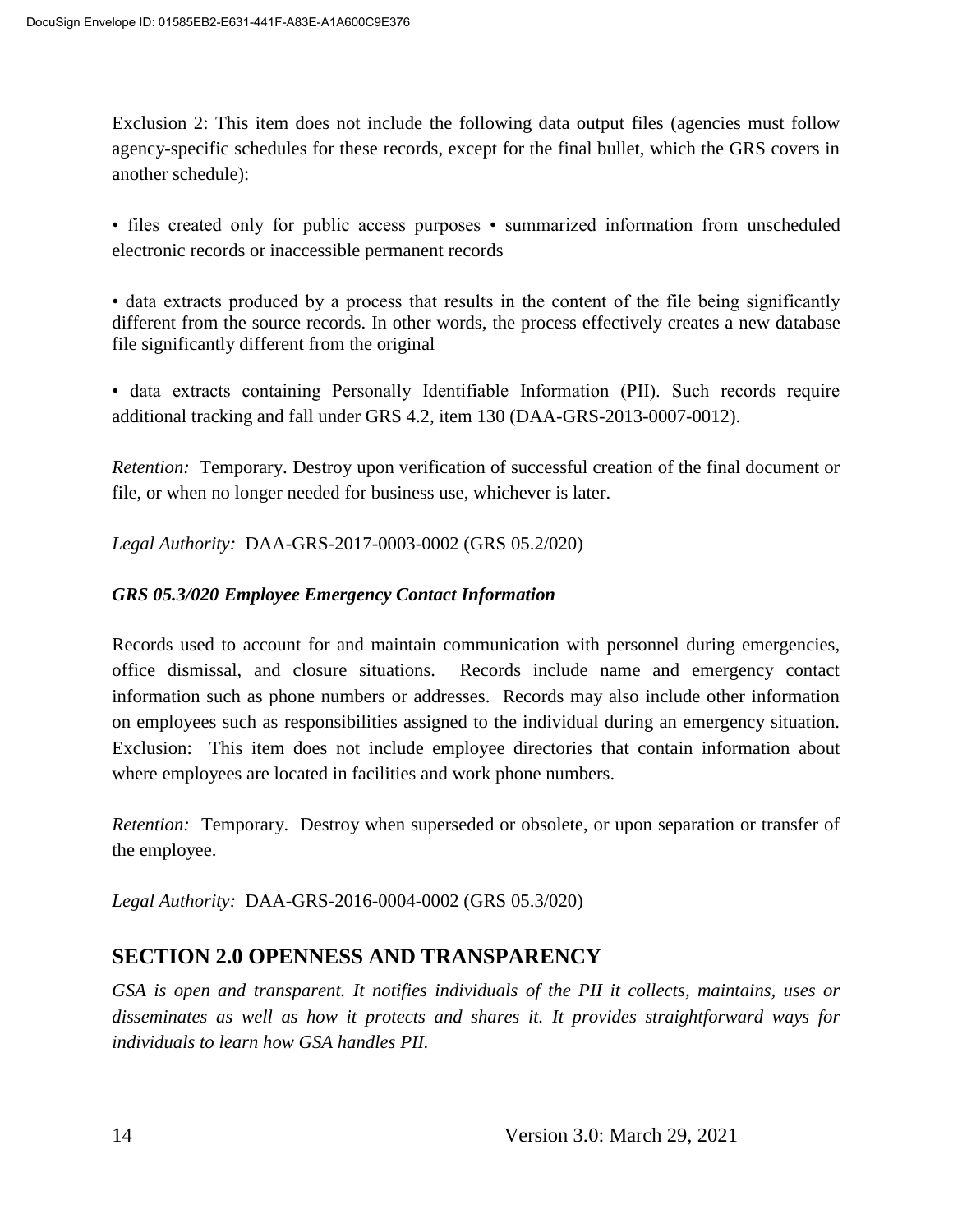Exclusion 2: This item does not include the following data output files (agencies must follow agency-specific schedules for these records, except for the final bullet, which the GRS covers in another schedule):

• files created only for public access purposes • summarized information from unscheduled electronic records or inaccessible permanent records

• data extracts produced by a process that results in the content of the file being significantly different from the source records. In other words, the process effectively creates a new database file significantly different from the original

• data extracts containing Personally Identifiable Information (PII). Such records require additional tracking and fall under GRS 4.2, item 130 (DAA-GRS-2013-0007-0012).

*Retention:* Temporary. Destroy upon verification of successful creation of the final document or file, or when no longer needed for business use, whichever is later.

*Legal Authority:* DAA-GRS-2017-0003-0002 (GRS 05.2/020)

***GRS 05.3/020 Employee Emergency Contact Information***

Records used to account for and maintain communication with personnel during emergencies, office dismissal, and closure situations. Records include name and emergency contact information such as phone numbers or addresses. Records may also include other information on employees such as responsibilities assigned to the individual during an emergency situation. Exclusion: This item does not include employee directories that contain information about where employees are located in facilities and work phone numbers.

*Retention:* Temporary. Destroy when superseded or obsolete, or upon separation or transfer of the employee.

*Legal Authority:* DAA-GRS-2016-0004-0002 (GRS 05.3/020)

## SECTION 2.0 OPENNESS AND TRANSPARENCY

*GSA is open and transparent. It notifies individuals of the PII it collects, maintains, uses or disseminates as well as how it protects and shares it. It provides straightforward ways for individuals to learn how GSA handles PII.*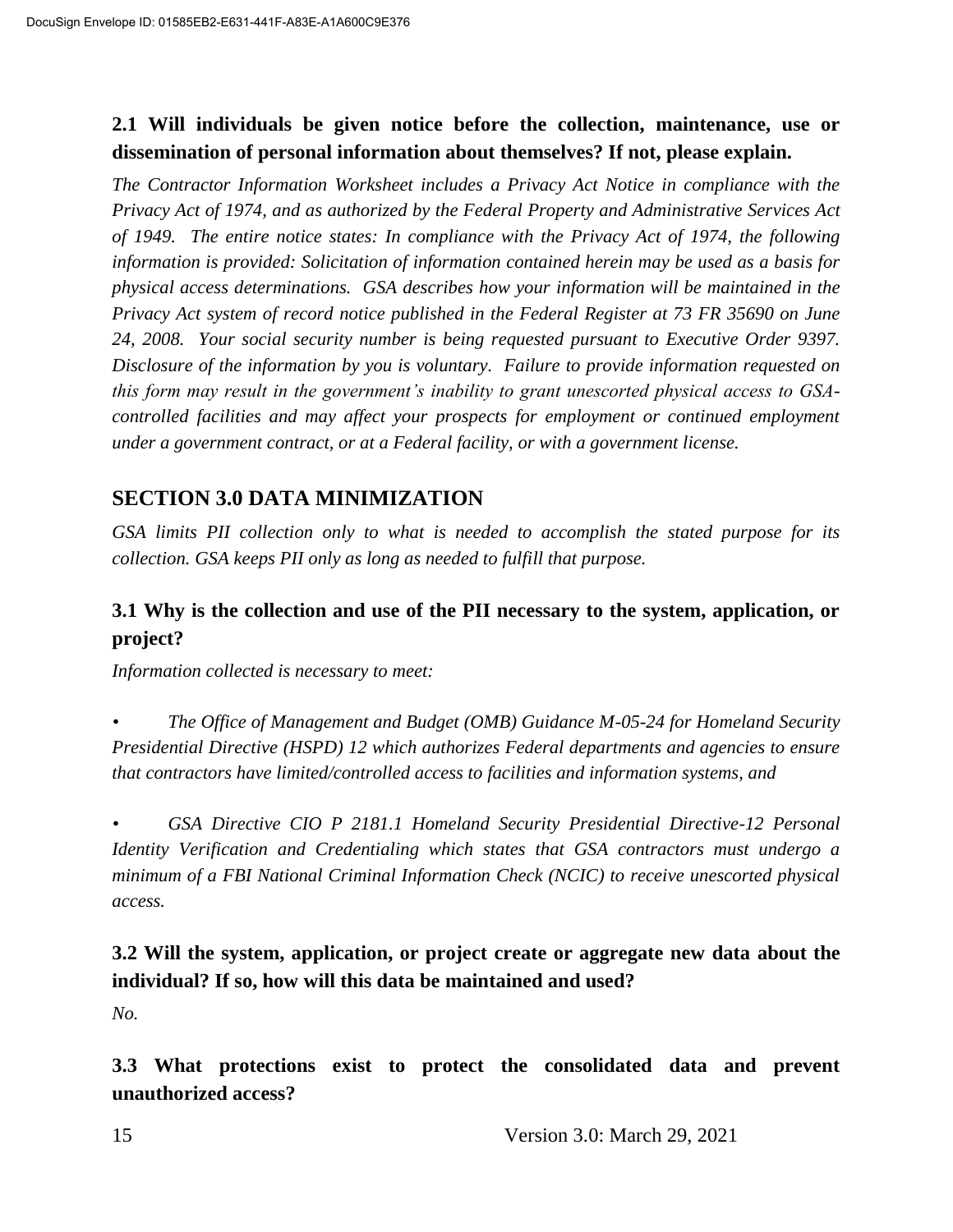### 2.1 Will individuals be given notice before the collection, maintenance, use or dissemination of personal information about themselves? If not, please explain.

*The Contractor Information Worksheet includes a Privacy Act Notice in compliance with the Privacy Act of 1974, and as authorized by the Federal Property and Administrative Services Act of 1949. The entire notice states: In compliance with the Privacy Act of 1974, the following information is provided: Solicitation of information contained herein may be used as a basis for physical access determinations. GSA describes how your information will be maintained in the Privacy Act system of record notice published in the Federal Register at 73 FR 35690 on June 24, 2008. Your social security number is being requested pursuant to Executive Order 9397. Disclosure of the information by you is voluntary. Failure to provide information requested on this form may result in the government's inability to grant unescorted physical access to GSA-controlled facilities and may affect your prospects for employment or continued employment under a government contract, or at a Federal facility, or with a government license.*

## SECTION 3.0 DATA MINIMIZATION

*GSA limits PII collection only to what is needed to accomplish the stated purpose for its collection. GSA keeps PII only as long as needed to fulfill that purpose.*

### 3.1 Why is the collection and use of the PII necessary to the system, application, or project?

*Information collected is necessary to meet:*

- *The Office of Management and Budget (OMB) Guidance M-05-24 for Homeland Security Presidential Directive (HSPD) 12 which authorizes Federal departments and agencies to ensure that contractors have limited/controlled access to facilities and information systems, and*

- *GSA Directive CIO P 2181.1 Homeland Security Presidential Directive-12 Personal Identity Verification and Credentialing which states that GSA contractors must undergo a minimum of a FBI National Criminal Information Check (NCIC) to receive unescorted physical access.*

### 3.2 Will the system, application, or project create or aggregate new data about the individual? If so, how will this data be maintained and used?

*No.*

### 3.3 What protections exist to protect the consolidated data and prevent unauthorized access?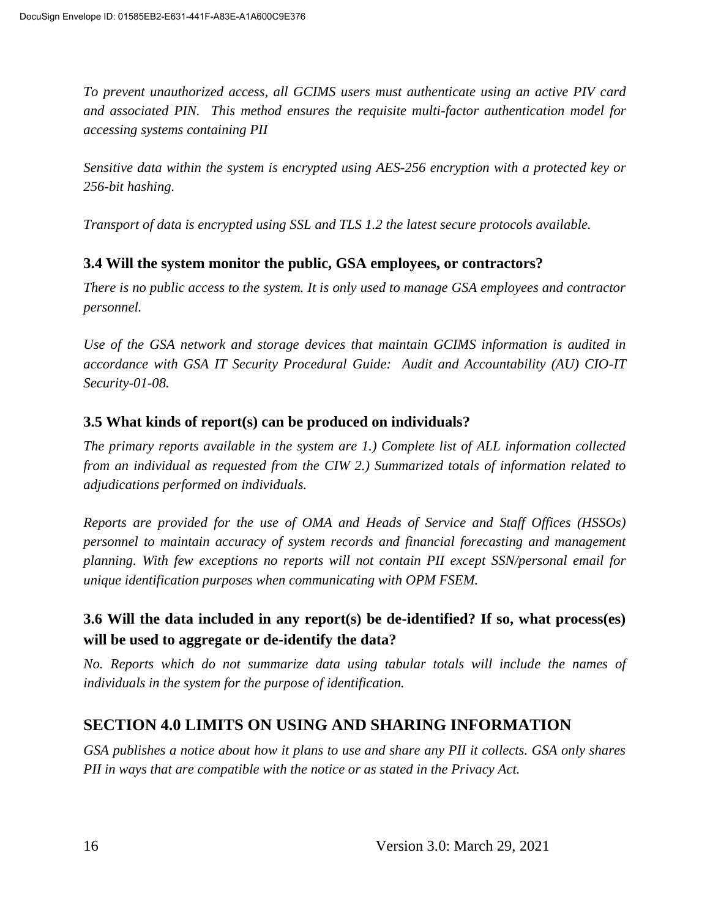*To prevent unauthorized access, all GCIMS users must authenticate using an active PIV card and associated PIN. This method ensures the requisite multi-factor authentication model for accessing systems containing PII*

*Sensitive data within the system is encrypted using AES-256 encryption with a protected key or 256-bit hashing.*

*Transport of data is encrypted using SSL and TLS 1.2 the latest secure protocols available.*

### 3.4 Will the system monitor the public, GSA employees, or contractors?

*There is no public access to the system. It is only used to manage GSA employees and contractor personnel.*

*Use of the GSA network and storage devices that maintain GCIMS information is audited in accordance with GSA IT Security Procedural Guide: Audit and Accountability (AU) CIO-IT Security-01-08.*

### 3.5 What kinds of report(s) can be produced on individuals?

*The primary reports available in the system are 1.) Complete list of ALL information collected from an individual as requested from the CIW 2.) Summarized totals of information related to adjudications performed on individuals.*

*Reports are provided for the use of OMA and Heads of Service and Staff Offices (HSSOs) personnel to maintain accuracy of system records and financial forecasting and management planning. With few exceptions no reports will not contain PII except SSN/personal email for unique identification purposes when communicating with OPM FSEM.*

### 3.6 Will the data included in any report(s) be de-identified? If so, what process(es) will be used to aggregate or de-identify the data?

*No. Reports which do not summarize data using tabular totals will include the names of individuals in the system for the purpose of identification.*

## SECTION 4.0 LIMITS ON USING AND SHARING INFORMATION

*GSA publishes a notice about how it plans to use and share any PII it collects. GSA only shares PII in ways that are compatible with the notice or as stated in the Privacy Act.*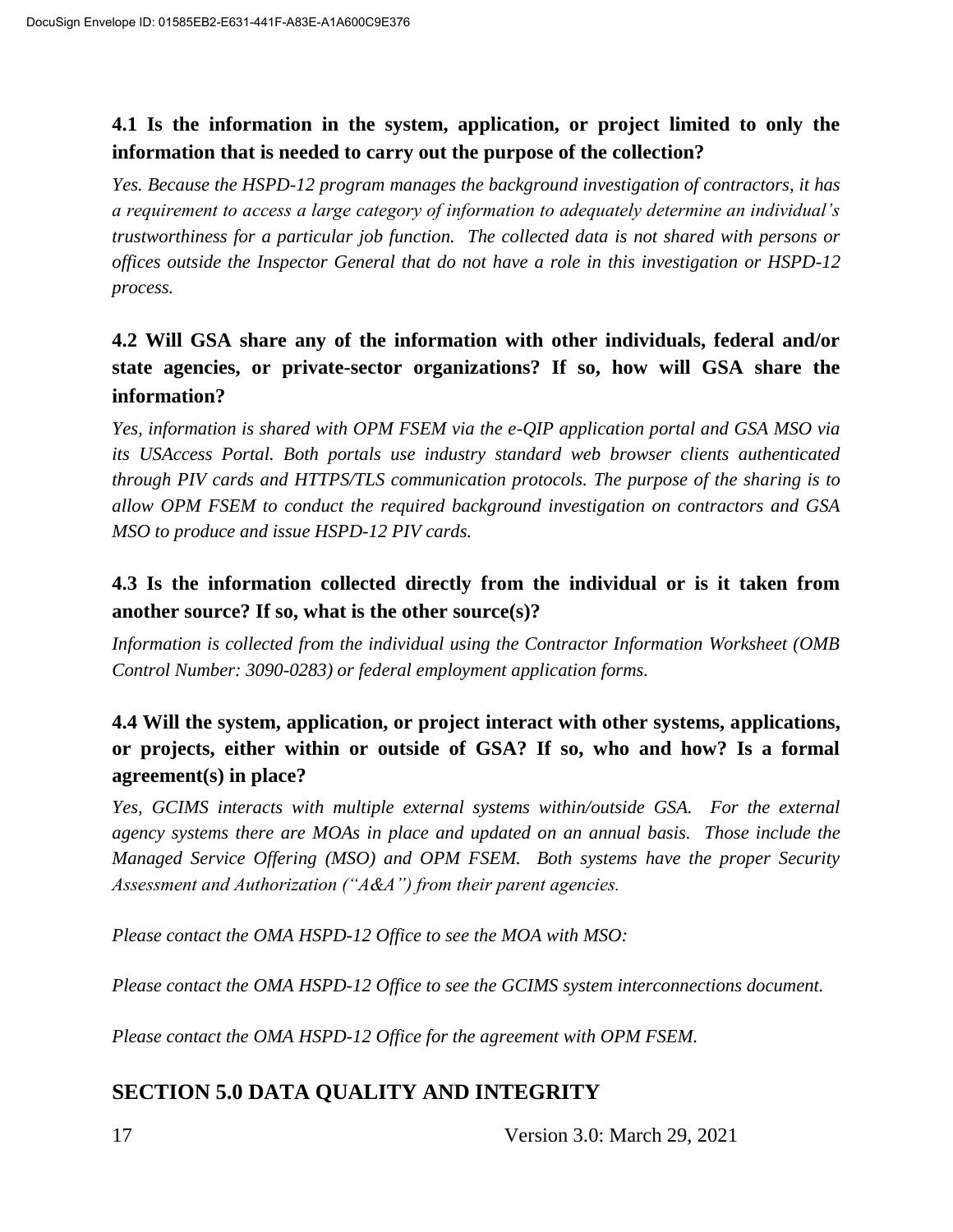### 4.1 Is the information in the system, application, or project limited to only the information that is needed to carry out the purpose of the collection?

*Yes. Because the HSPD-12 program manages the background investigation of contractors, it has a requirement to access a large category of information to adequately determine an individual's trustworthiness for a particular job function. The collected data is not shared with persons or offices outside the Inspector General that do not have a role in this investigation or HSPD-12 process.*

### 4.2 Will GSA share any of the information with other individuals, federal and/or state agencies, or private-sector organizations? If so, how will GSA share the information?

*Yes, information is shared with OPM FSEM via the e-QIP application portal and GSA MSO via its USAccess Portal. Both portals use industry standard web browser clients authenticated through PIV cards and HTTPS/TLS communication protocols. The purpose of the sharing is to allow OPM FSEM to conduct the required background investigation on contractors and GSA MSO to produce and issue HSPD-12 PIV cards.*

### 4.3 Is the information collected directly from the individual or is it taken from another source? If so, what is the other source(s)?

*Information is collected from the individual using the Contractor Information Worksheet (OMB Control Number: 3090-0283) or federal employment application forms.*

### 4.4 Will the system, application, or project interact with other systems, applications, or projects, either within or outside of GSA? If so, who and how? Is a formal agreement(s) in place?

*Yes, GCIMS interacts with multiple external systems within/outside GSA. For the external agency systems there are MOAs in place and updated on an annual basis. Those include the Managed Service Offering (MSO) and OPM FSEM. Both systems have the proper Security Assessment and Authorization ("A&A") from their parent agencies.*

*Please contact the OMA HSPD-12 Office to see the MOA with MSO:*

*Please contact the OMA HSPD-12 Office to see the GCIMS system interconnections document.*

*Please contact the OMA HSPD-12 Office for the agreement with OPM FSEM.*

## SECTION 5.0 DATA QUALITY AND INTEGRITY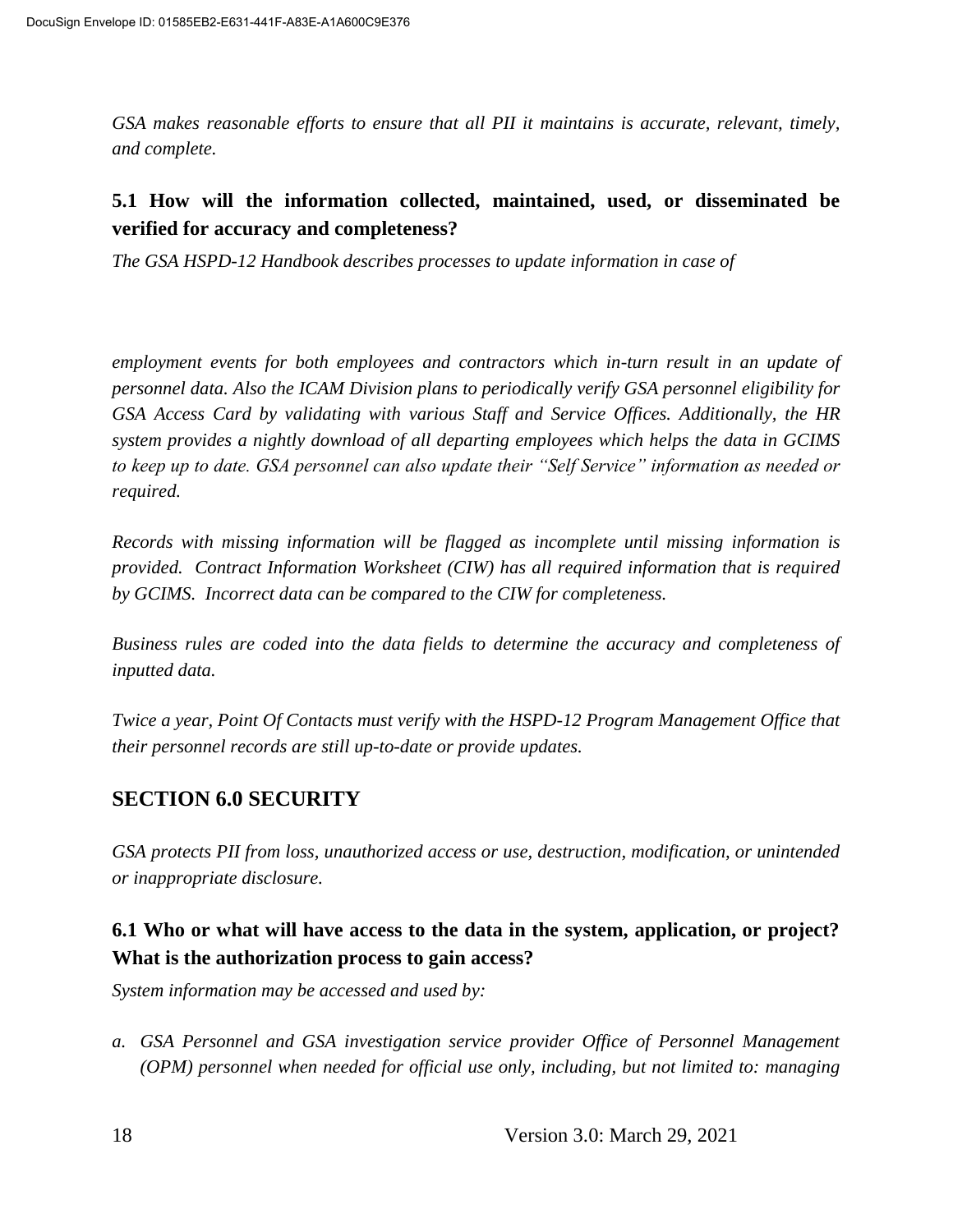*GSA makes reasonable efforts to ensure that all PII it maintains is accurate, relevant, timely, and complete.*

### 5.1 How will the information collected, maintained, used, or disseminated be verified for accuracy and completeness?

*The GSA HSPD-12 Handbook describes processes to update information in case of employment events for both employees and contractors which in-turn result in an update of personnel data. Also the ICAM Division plans to periodically verify GSA personnel eligibility for GSA Access Card by validating with various Staff and Service Offices. Additionally, the HR system provides a nightly download of all departing employees which helps the data in GCIMS to keep up to date. GSA personnel can also update their "Self Service" information as needed or required.*

*Records with missing information will be flagged as incomplete until missing information is provided. Contract Information Worksheet (CIW) has all required information that is required by GCIMS. Incorrect data can be compared to the CIW for completeness.*

*Business rules are coded into the data fields to determine the accuracy and completeness of inputted data.*

*Twice a year, Point Of Contacts must verify with the HSPD-12 Program Management Office that their personnel records are still up-to-date or provide updates.*

## SECTION 6.0 SECURITY

*GSA protects PII from loss, unauthorized access or use, destruction, modification, or unintended or inappropriate disclosure.*

### 6.1 Who or what will have access to the data in the system, application, or project? What is the authorization process to gain access?

*System information may be accessed and used by:*

a. *GSA Personnel and GSA investigation service provider Office of Personnel Management (OPM) personnel when needed for official use only, including, but not limited to: managing*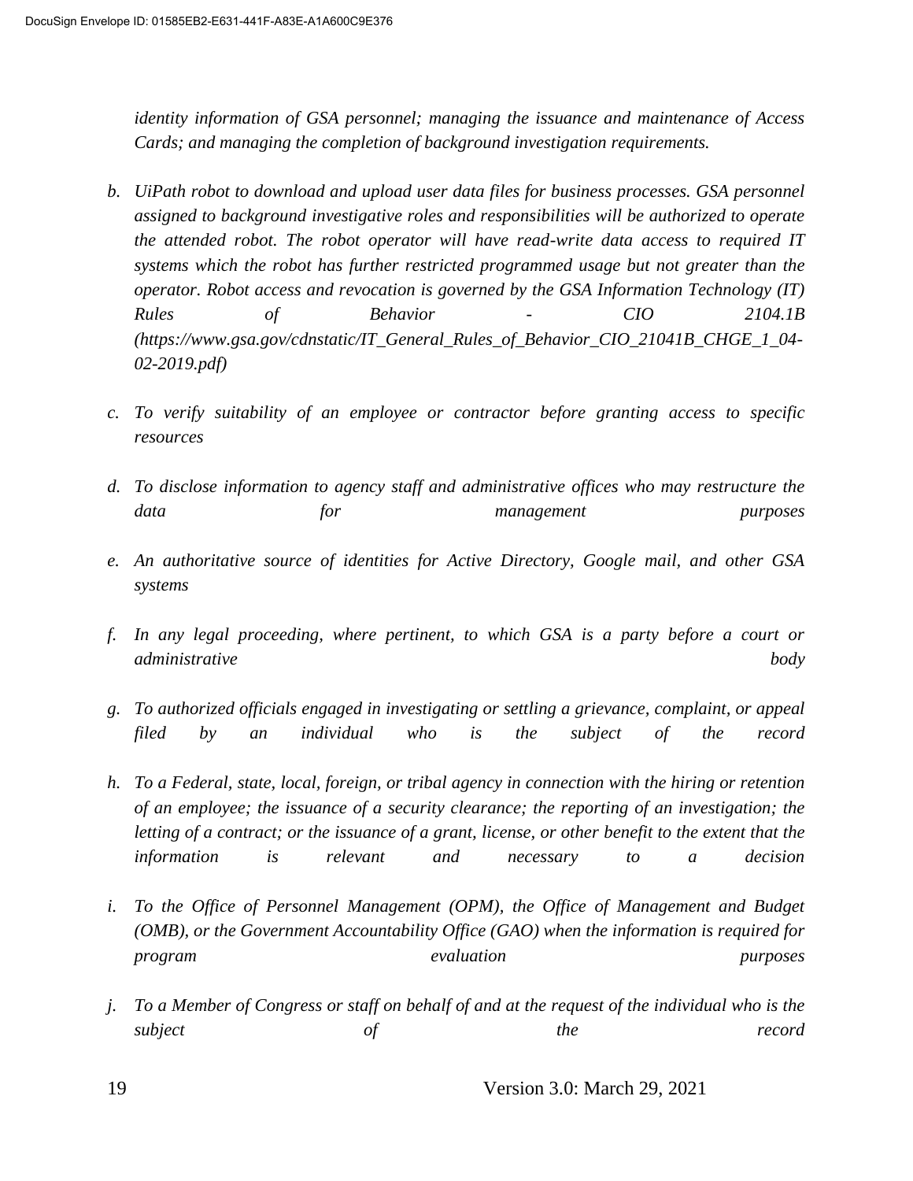*identity information of GSA personnel; managing the issuance and maintenance of Access Cards; and managing the completion of background investigation requirements.*

b. *UiPath robot to download and upload user data files for business processes. GSA personnel assigned to background investigative roles and responsibilities will be authorized to operate the attended robot. The robot operator will have read-write data access to required IT systems which the robot has further restricted programmed usage but not greater than the operator. Robot access and revocation is governed by the GSA Information Technology (IT) Rules of Behavior - CIO 2104.1B (https://www.gsa.gov/cdnstatic/IT_General_Rules_of_Behavior_CIO_21041B_CHGE_1_04-02-2019.pdf)*

c. *To verify suitability of an employee or contractor before granting access to specific resources*

d. *To disclose information to agency staff and administrative offices who may restructure the data for management purposes*

e. *An authoritative source of identities for Active Directory, Google mail, and other GSA systems*

f. *In any legal proceeding, where pertinent, to which GSA is a party before a court or administrative body*

g. *To authorized officials engaged in investigating or settling a grievance, complaint, or appeal filed by an individual who is the subject of the record*

h. *To a Federal, state, local, foreign, or tribal agency in connection with the hiring or retention of an employee; the issuance of a security clearance; the reporting of an investigation; the letting of a contract; or the issuance of a grant, license, or other benefit to the extent that the information is relevant and necessary to a decision*

i. *To the Office of Personnel Management (OPM), the Office of Management and Budget (OMB), or the Government Accountability Office (GAO) when the information is required for program evaluation purposes*

j. *To a Member of Congress or staff on behalf of and at the request of the individual who is the subject of the record*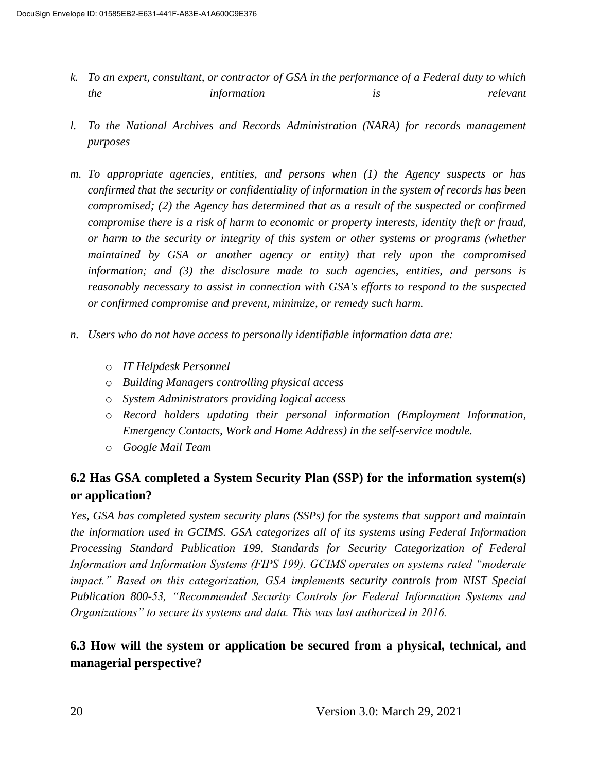*k. To an expert, consultant, or contractor of GSA in the performance of a Federal duty to which the information is relevant*

*l. To the National Archives and Records Administration (NARA) for records management purposes*

*m. To appropriate agencies, entities, and persons when (1) the Agency suspects or has confirmed that the security or confidentiality of information in the system of records has been compromised; (2) the Agency has determined that as a result of the suspected or confirmed compromise there is a risk of harm to economic or property interests, identity theft or fraud, or harm to the security or integrity of this system or other systems or programs (whether maintained by GSA or another agency or entity) that rely upon the compromised information; and (3) the disclosure made to such agencies, entities, and persons is reasonably necessary to assist in connection with GSA's efforts to respond to the suspected or confirmed compromise and prevent, minimize, or remedy such harm.*

*n. Users who do <u>not</u> have access to personally identifiable information data are:*

- *IT Helpdesk Personnel*
- *Building Managers controlling physical access*
- *System Administrators providing logical access*
- *Record holders updating their personal information (Employment Information, Emergency Contacts, Work and Home Address) in the self-service module.*
- *Google Mail Team*

## 6.2 Has GSA completed a System Security Plan (SSP) for the information system(s) or application?

*Yes, GSA has completed system security plans (SSPs) for the systems that support and maintain the information used in GCIMS. GSA categorizes all of its systems using Federal Information Processing Standard Publication 199, Standards for Security Categorization of Federal Information and Information Systems (FIPS 199). GCIMS operates on systems rated "moderate impact." Based on this categorization, GSA implements security controls from NIST Special Publication 800-53, "Recommended Security Controls for Federal Information Systems and Organizations" to secure its systems and data. This was last authorized in 2016.*

## 6.3 How will the system or application be secured from a physical, technical, and managerial perspective?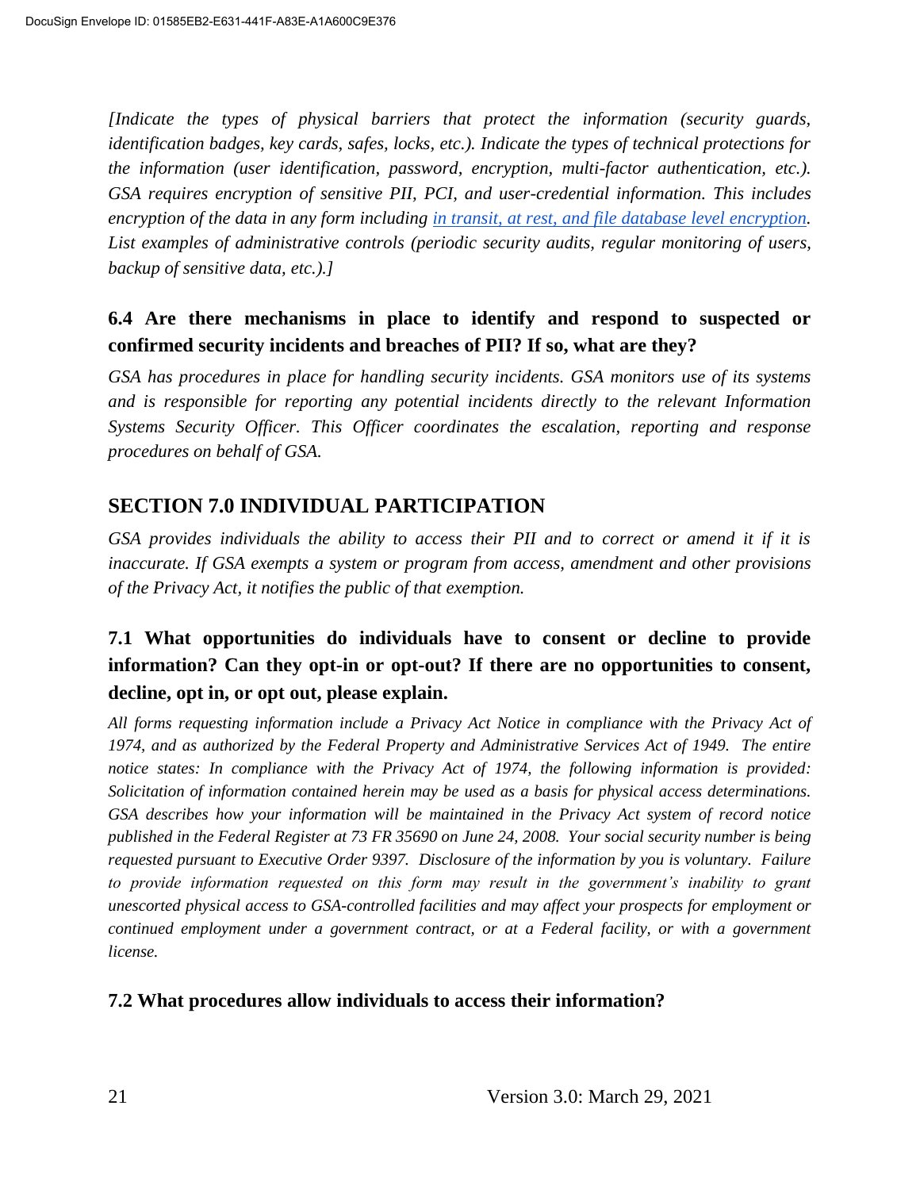*[Indicate the types of physical barriers that protect the information (security guards, identification badges, key cards, safes, locks, etc.). Indicate the types of technical protections for the information (user identification, password, encryption, multi-factor authentication, etc.). GSA requires encryption of sensitive PII, PCI, and user-credential information. This includes encryption of the data in any form including in transit, at rest, and file database level encryption. List examples of administrative controls (periodic security audits, regular monitoring of users, backup of sensitive data, etc.).]*

### 6.4 Are there mechanisms in place to identify and respond to suspected or confirmed security incidents and breaches of PII? If so, what are they?

*GSA has procedures in place for handling security incidents. GSA monitors use of its systems and is responsible for reporting any potential incidents directly to the relevant Information Systems Security Officer. This Officer coordinates the escalation, reporting and response procedures on behalf of GSA.*

## SECTION 7.0 INDIVIDUAL PARTICIPATION

*GSA provides individuals the ability to access their PII and to correct or amend it if it is inaccurate. If GSA exempts a system or program from access, amendment and other provisions of the Privacy Act, it notifies the public of that exemption.*

### 7.1 What opportunities do individuals have to consent or decline to provide information? Can they opt-in or opt-out? If there are no opportunities to consent, decline, opt in, or opt out, please explain.

*All forms requesting information include a Privacy Act Notice in compliance with the Privacy Act of 1974, and as authorized by the Federal Property and Administrative Services Act of 1949. The entire notice states: In compliance with the Privacy Act of 1974, the following information is provided: Solicitation of information contained herein may be used as a basis for physical access determinations. GSA describes how your information will be maintained in the Privacy Act system of record notice published in the Federal Register at 73 FR 35690 on June 24, 2008. Your social security number is being requested pursuant to Executive Order 9397. Disclosure of the information by you is voluntary. Failure to provide information requested on this form may result in the government's inability to grant unescorted physical access to GSA-controlled facilities and may affect your prospects for employment or continued employment under a government contract, or at a Federal facility, or with a government license.*

### 7.2 What procedures allow individuals to access their information?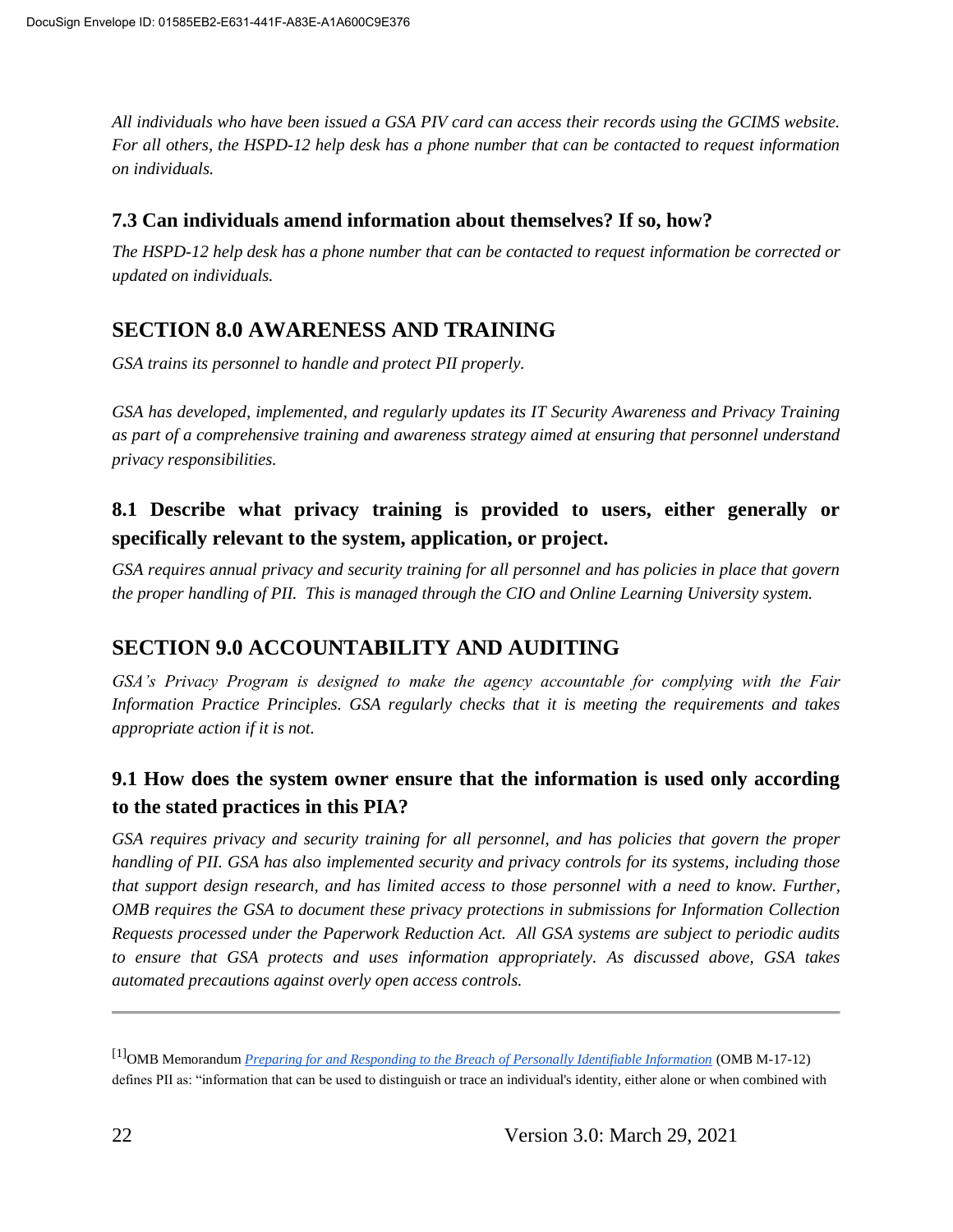*All individuals who have been issued a GSA PIV card can access their records using the GCIMS website. For all others, the HSPD-12 help desk has a phone number that can be contacted to request information on individuals.*

### 7.3 Can individuals amend information about themselves? If so, how?

*The HSPD-12 help desk has a phone number that can be contacted to request information be corrected or updated on individuals.*

## SECTION 8.0 AWARENESS AND TRAINING

*GSA trains its personnel to handle and protect PII properly.*

*GSA has developed, implemented, and regularly updates its IT Security Awareness and Privacy Training as part of a comprehensive training and awareness strategy aimed at ensuring that personnel understand privacy responsibilities.*

### 8.1 Describe what privacy training is provided to users, either generally or specifically relevant to the system, application, or project.

*GSA requires annual privacy and security training for all personnel and has policies in place that govern the proper handling of PII. This is managed through the CIO and Online Learning University system.*

## SECTION 9.0 ACCOUNTABILITY AND AUDITING

*GSA's Privacy Program is designed to make the agency accountable for complying with the Fair Information Practice Principles. GSA regularly checks that it is meeting the requirements and takes appropriate action if it is not.*

### 9.1 How does the system owner ensure that the information is used only according to the stated practices in this PIA?

*GSA requires privacy and security training for all personnel, and has policies that govern the proper handling of PII. GSA has also implemented security and privacy controls for its systems, including those that support design research, and has limited access to those personnel with a need to know. Further, OMB requires the GSA to document these privacy protections in submissions for Information Collection Requests processed under the Paperwork Reduction Act. All GSA systems are subject to periodic audits to ensure that GSA protects and uses information appropriately. As discussed above, GSA takes automated precautions against overly open access controls.*

---

[1] OMB Memorandum *Preparing for and Responding to the Breach of Personally Identifiable Information* (OMB M-17-12) defines PII as: "information that can be used to distinguish or trace an individual's identity, either alone or when combined with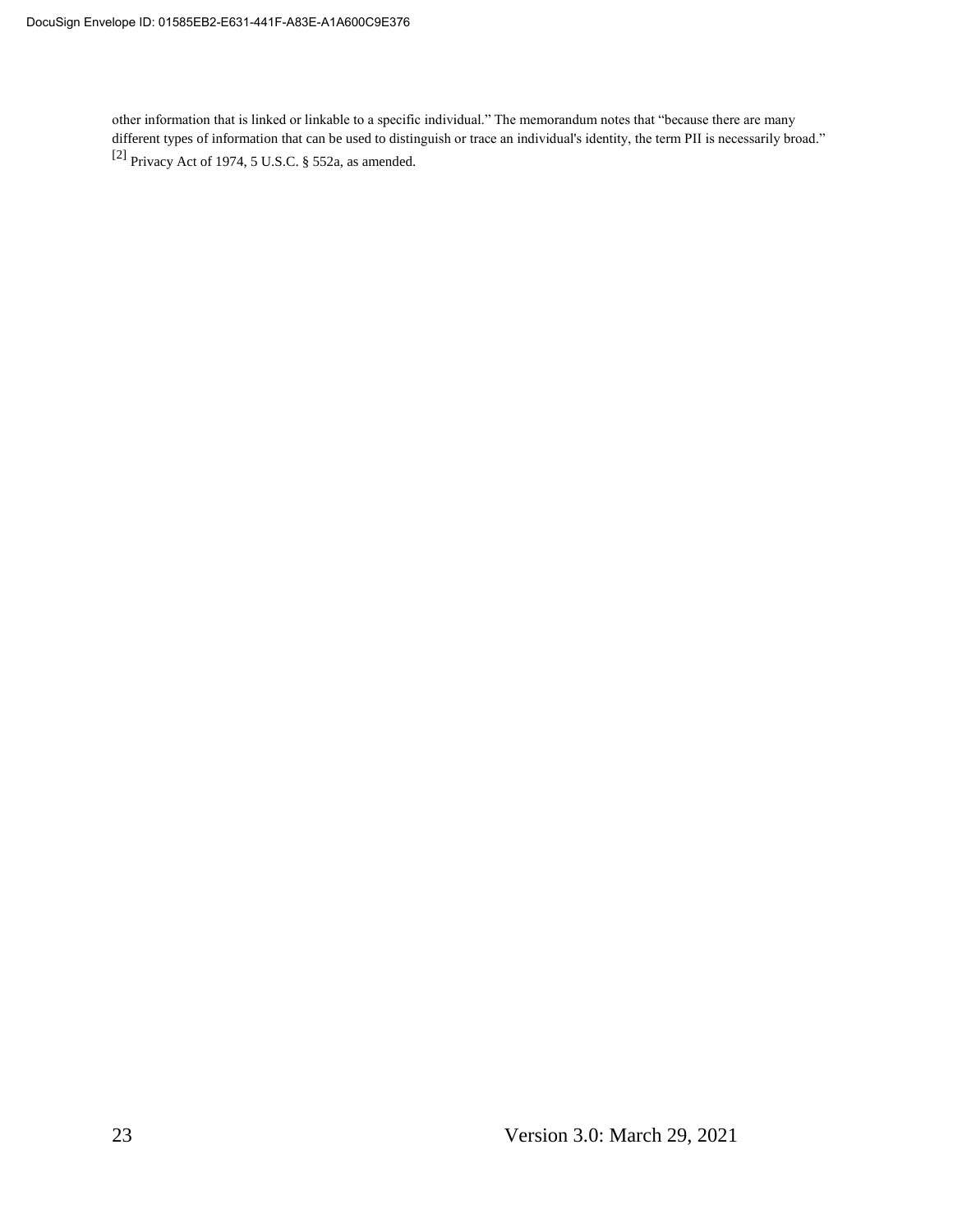other information that is linked or linkable to a specific individual." The memorandum notes that "because there are many different types of information that can be used to distinguish or trace an individual's identity, the term PII is necessarily broad."

[2] Privacy Act of 1974, 5 U.S.C. § 552a, as amended.